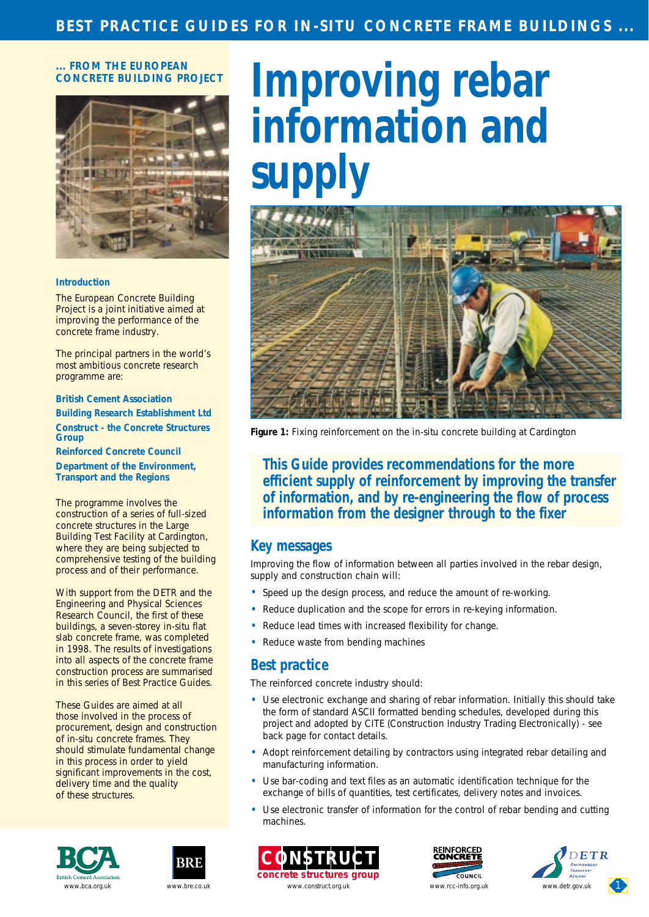BEST PRACTICE GUIDES FOR IN-SITU CONCRETE FRAME BUILDINGS ...

... FROM THE EUROPEAN CONCRETE BUILDING PROJECT

# Improving rebar information and supply

**Figure 1:** Fixing reinforcement on the in-situ concrete building at Cardington

**This Guide provides recommendations for the more efficient supply of reinforcement by improving the transfer of information, and by re-engineering the flow of process information from the designer through to the fixer**

### Introduction

The European Concrete Building Project is a joint initiative aimed at improving the performance of the concrete frame industry.

The principal partners in the world's most ambitious concrete research programme are:

**British Cement Association**
**Building Research Establishment Ltd**
**Construct - the Concrete Structures Group**
**Reinforced Concrete Council**
**Department of the Environment, Transport and the Regions**

The programme involves the construction of a series of full-sized concrete structures in the Large Building Test Facility at Cardington, where they are being subjected to comprehensive testing of the building process and of their performance.

With support from the DETR and the Engineering and Physical Sciences Research Council, the first of these buildings, a seven-storey in-situ flat slab concrete frame, was completed in 1998. The results of investigations into all aspects of the concrete frame construction process are summarised in this series of Best Practice Guides.

These Guides are aimed at all those involved in the process of procurement, design and construction of in-situ concrete frames. They should stimulate fundamental change in this process in order to yield significant improvements in the cost, delivery time and the quality of these structures.

## Key messages

Improving the flow of information between all parties involved in the rebar design, supply and construction chain will:

- Speed up the design process, and reduce the amount of re-working.
- Reduce duplication and the scope for errors in re-keying information.
- Reduce lead times with increased flexibility for change.
- Reduce waste from bending machines

## Best practice

The reinforced concrete industry should:

- Use electronic exchange and sharing of rebar information. Initially this should take the form of standard ASCII formatted bending schedules, developed during this project and adopted by CITE (Construction Industry Trading Electronically) - see back page for contact details.
- Adopt reinforcement detailing by contractors using integrated rebar detailing and manufacturing information.
- Use bar-coding and text files as an automatic identification technique for the exchange of bills of quantities, test certificates, delivery notes and invoices.
- Use electronic transfer of information for the control of rebar bending and cutting machines.

www.bca.org.uk | www.bre.co.uk | www.construct.org.uk | www.rcc-info.org.uk | www.detr.gov.uk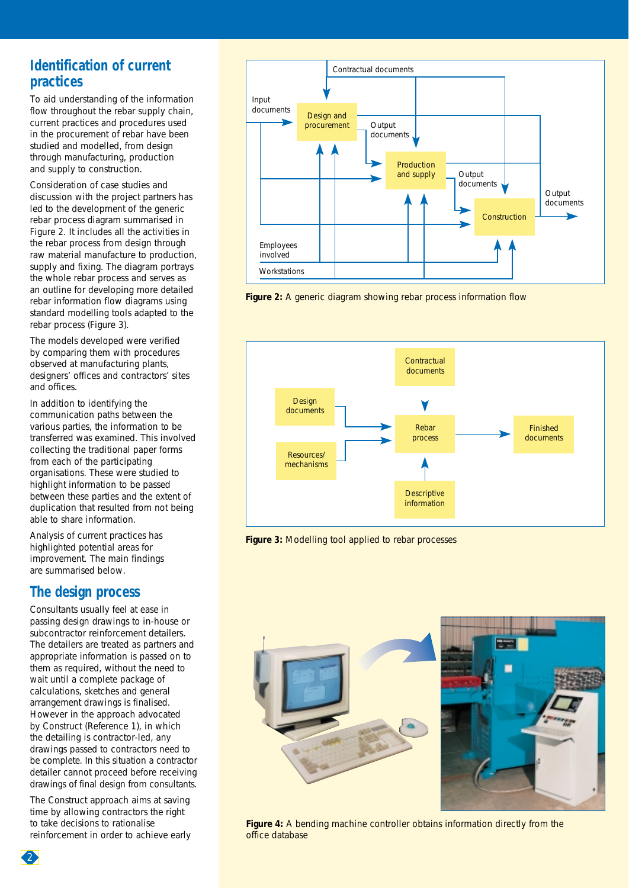## Identification of current practices

To aid understanding of the information flow throughout the rebar supply chain, current practices and procedures used in the procurement of rebar have been studied and modelled, from design through manufacturing, production and supply to construction.

Consideration of case studies and discussion with the project partners has led to the development of the generic rebar process diagram summarised in Figure 2. It includes all the activities in the rebar process from design through raw material manufacture to production, supply and fixing. The diagram portrays the whole rebar process and serves as an outline for developing more detailed rebar information flow diagrams using standard modelling tools adapted to the rebar process (Figure 3).

The models developed were verified by comparing them with procedures observed at manufacturing plants, designers' offices and contractors' sites and offices.

In addition to identifying the communication paths between the various parties, the information to be transferred was examined. This involved collecting the traditional paper forms from each of the participating organisations. These were studied to highlight information to be passed between these parties and the extent of duplication that resulted from not being able to share information.

Analysis of current practices has highlighted potential areas for improvement. The main findings are summarised below.

## The design process

Consultants usually feel at ease in passing design drawings to in-house or subcontractor reinforcement detailers. The detailers are treated as partners and appropriate information is passed on to them as required, without the need to wait until a complete package of calculations, sketches and general arrangement drawings is finalised. However in the approach advocated by Construct (Reference 1), in which the detailing is contractor-led, any drawings passed to contractors need to be complete. In this situation a contractor detailer cannot proceed before receiving drawings of final design from consultants.

The Construct approach aims at saving time by allowing contractors the right to take decisions to rationalise reinforcement in order to achieve early

Contractual documents
Input documents
Design and procurement
Output documents
Production and supply
Output documents
Construction
Output documents
Employees involved
Workstations

**Figure 2:** A generic diagram showing rebar process information flow

Contractual documents
Design documents
Resources/ mechanisms
Rebar process
Finished documents
Descriptive information

**Figure 3:** Modelling tool applied to rebar processes

**Figure 4:** A bending machine controller obtains information directly from the office database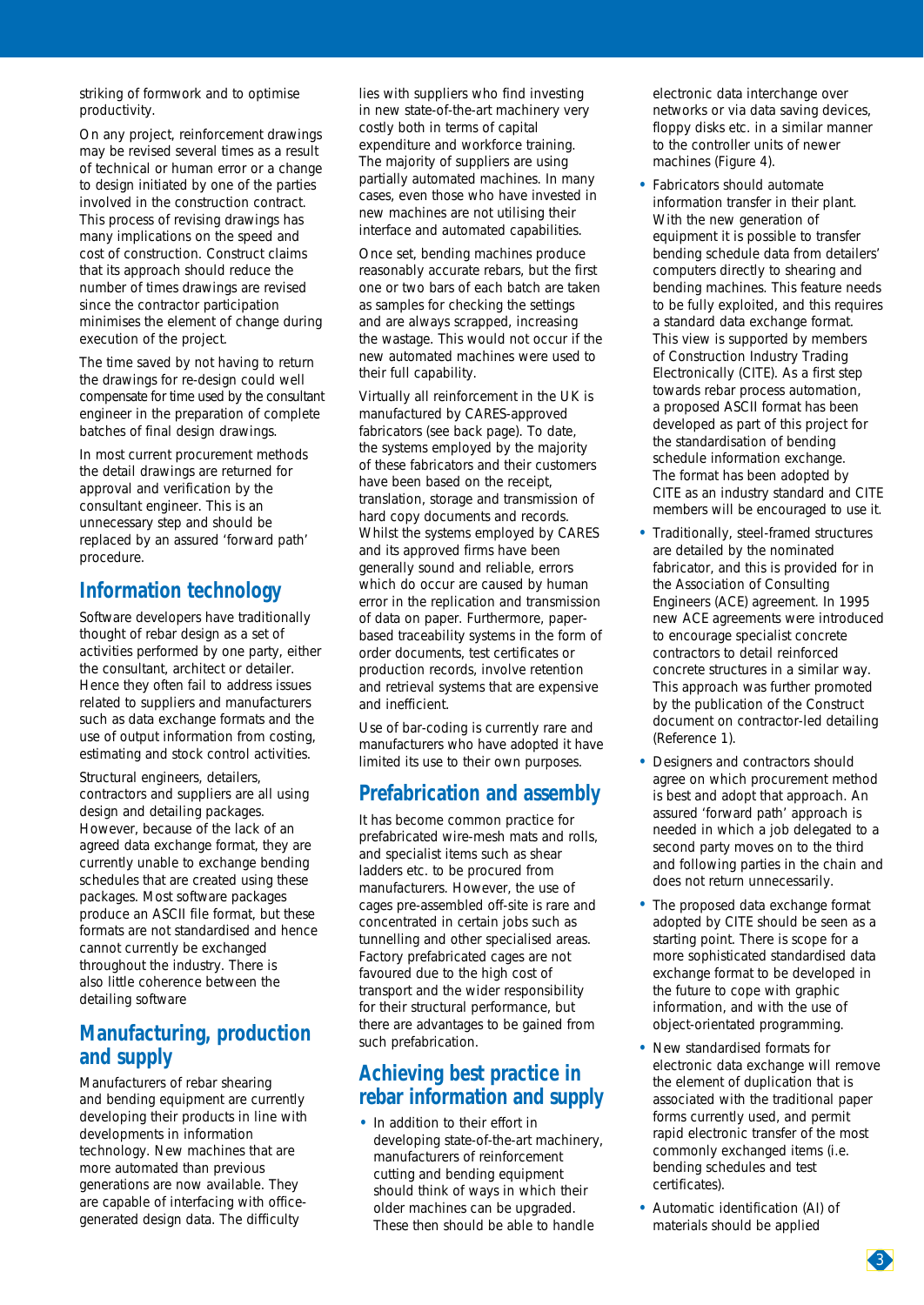striking of formwork and to optimise productivity.

On any project, reinforcement drawings may be revised several times as a result of technical or human error or a change to design initiated by one of the parties involved in the construction contract. This process of revising drawings has many implications on the speed and cost of construction. Construct claims that its approach should reduce the number of times drawings are revised since the contractor participation minimises the element of change during execution of the project.

The time saved by not having to return the drawings for re-design could well compensate for time used by the consultant engineer in the preparation of complete batches of final design drawings.

In most current procurement methods the detail drawings are returned for approval and verification by the consultant engineer. This is an unnecessary step and should be replaced by an assured 'forward path' procedure.

## Information technology

Software developers have traditionally thought of rebar design as a set of activities performed by one party, either the consultant, architect or detailer. Hence they often fail to address issues related to suppliers and manufacturers such as data exchange formats and the use of output information from costing, estimating and stock control activities.

Structural engineers, detailers, contractors and suppliers are all using design and detailing packages. However, because of the lack of an agreed data exchange format, they are currently unable to exchange bending schedules that are created using these packages. Most software packages produce an ASCII file format, but these formats are not standardised and hence cannot currently be exchanged throughout the industry. There is also little coherence between the detailing software

## Manufacturing, production and supply

Manufacturers of rebar shearing and bending equipment are currently developing their products in line with developments in information technology. New machines that are more automated than previous generations are now available. They are capable of interfacing with office-generated design data. The difficulty lies with suppliers who find investing in new state-of-the-art machinery very costly both in terms of capital expenditure and workforce training. The majority of suppliers are using partially automated machines. In many cases, even those who have invested in new machines are not utilising their interface and automated capabilities.

Once set, bending machines produce reasonably accurate rebars, but the first one or two bars of each batch are taken as samples for checking the settings and are always scrapped, increasing the wastage. This would not occur if the new automated machines were used to their full capability.

Virtually all reinforcement in the UK is manufactured by CARES-approved fabricators (see back page). To date, the systems employed by the majority of these fabricators and their customers have been based on the receipt, translation, storage and transmission of hard copy documents and records. Whilst the systems employed by CARES and its approved firms have been generally sound and reliable, errors which do occur are caused by human error in the replication and transmission of data on paper. Furthermore, paper-based traceability systems in the form of order documents, test certificates or production records, involve retention and retrieval systems that are expensive and inefficient.

Use of bar-coding is currently rare and manufacturers who have adopted it have limited its use to their own purposes.

## Prefabrication and assembly

It has become common practice for prefabricated wire-mesh mats and rolls, and specialist items such as shear ladders etc. to be procured from manufacturers. However, the use of cages pre-assembled off-site is rare and concentrated in certain jobs such as tunnelling and other specialised areas. Factory prefabricated cages are not favoured due to the high cost of transport and the wider responsibility for their structural performance, but there are advantages to be gained from such prefabrication.

## Achieving best practice in rebar information and supply

- In addition to their effort in developing state-of-the-art machinery, manufacturers of reinforcement cutting and bending equipment should think of ways in which their older machines can be upgraded. These then should be able to handle electronic data interchange over networks or via data saving devices, floppy disks etc. in a similar manner to the controller units of newer machines (Figure 4).
- Fabricators should automate information transfer in their plant. With the new generation of equipment it is possible to transfer bending schedule data from detailers' computers directly to shearing and bending machines. This feature needs to be fully exploited, and this requires a standard data exchange format. This view is supported by members of Construction Industry Trading Electronically (CITE). As a first step towards rebar process automation, a proposed ASCII format has been developed as part of this project for the standardisation of bending schedule information exchange. The format has been adopted by CITE as an industry standard and CITE members will be encouraged to use it.
- Traditionally, steel-framed structures are detailed by the nominated fabricator, and this is provided for in the Association of Consulting Engineers (ACE) agreement. In 1995 new ACE agreements were introduced to encourage specialist concrete contractors to detail reinforced concrete structures in a similar way. This approach was further promoted by the publication of the Construct document on contractor-led detailing (Reference 1).
- Designers and contractors should agree on which procurement method is best and adopt that approach. An assured 'forward path' approach is needed in which a job delegated to a second party moves on to the third and following parties in the chain and does not return unnecessarily.
- The proposed data exchange format adopted by CITE should be seen as a starting point. There is scope for a more sophisticated standardised data exchange format to be developed in the future to cope with graphic information, and with the use of object-orientated programming.
- New standardised formats for electronic data exchange will remove the element of duplication that is associated with the traditional paper forms currently used, and permit rapid electronic transfer of the most commonly exchanged items (i.e. bending schedules and test certificates).
- Automatic identification (AI) of materials should be applied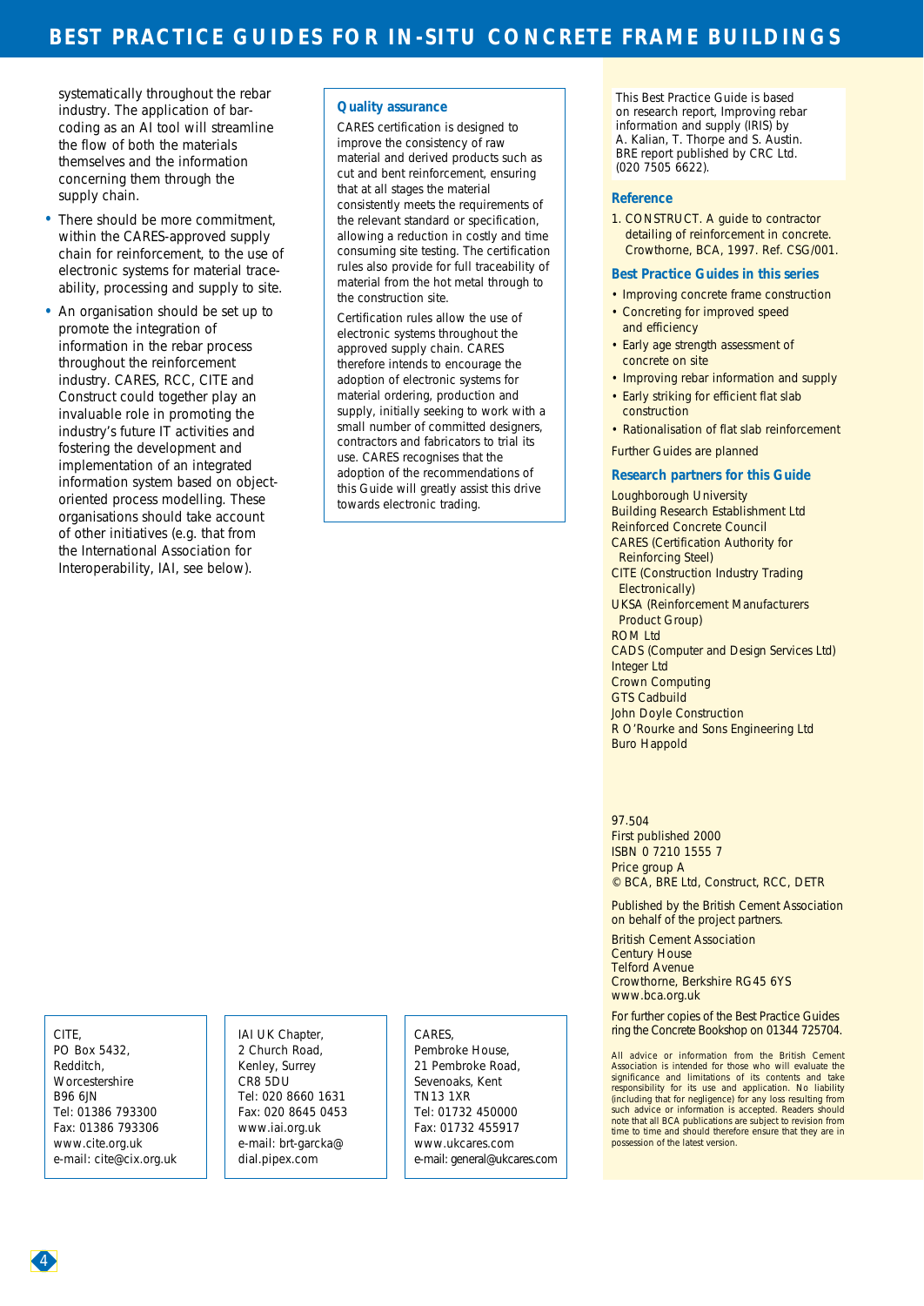systematically throughout the rebar industry. The application of bar-coding as an AI tool will streamline the flow of both the materials themselves and the information concerning them through the supply chain.

- There should be more commitment, within the CARES-approved supply chain for reinforcement, to the use of electronic systems for material trace-ability, processing and supply to site.
- An organisation should be set up to promote the integration of information in the rebar process throughout the reinforcement industry. CARES, RCC, CITE and Construct could together play an invaluable role in promoting the industry's future IT activities and fostering the development and implementation of an integrated information system based on object-oriented process modelling. These organisations should take account of other initiatives (e.g. that from the International Association for Interoperability, IAI, see below).

### Quality assurance

CARES certification is designed to improve the consistency of raw material and derived products such as cut and bent reinforcement, ensuring that at all stages the material consistently meets the requirements of the relevant standard or specification, allowing a reduction in costly and time consuming site testing. The certification rules also provide for full traceability of material from the hot metal through to the construction site.

Certification rules allow the use of electronic systems throughout the approved supply chain. CARES therefore intends to encourage the adoption of electronic systems for material ordering, production and supply, initially seeking to work with a small number of committed designers, contractors and fabricators to trial its use. CARES recognises that the adoption of the recommendations of this Guide will greatly assist this drive towards electronic trading.

CITE,
PO Box 5432,
Redditch,
Worcestershire
B96 6JN
Tel: 01386 793300
Fax: 01386 793306
www.cite.org.uk
e-mail: cite@cix.org.uk

IAI UK Chapter,
2 Church Road,
Kenley, Surrey
CR8 5DU
Tel: 020 8660 1631
Fax: 020 8645 0453
www.iai.org.uk
e-mail: brt-garcka@dial.pipex.com

CARES,
Pembroke House,
21 Pembroke Road,
Sevenoaks, Kent
TN13 1XR
Tel: 01732 450000
Fax: 01732 455917
www.ukcares.com
e-mail: general@ukcares.com

This Best Practice Guide is based on research report, Improving rebar information and supply (IRIS) by A. Kalian, T. Thorpe and S. Austin. BRE report published by CRC Ltd. (020 7505 6622).

### Reference

1. CONSTRUCT. A guide to contractor detailing of reinforcement in concrete. Crowthorne, BCA, 1997. Ref. CSG/001.

### Best Practice Guides in this series

- Improving concrete frame construction
- Concreting for improved speed and efficiency
- Early age strength assessment of concrete on site
- Improving rebar information and supply
- Early striking for efficient flat slab construction
- Rationalisation of flat slab reinforcement

Further Guides are planned

### Research partners for this Guide

Loughborough University
Building Research Establishment Ltd
Reinforced Concrete Council
CARES (Certification Authority for Reinforcing Steel)
CITE (Construction Industry Trading Electronically)
UKSA (Reinforcement Manufacturers Product Group)
ROM Ltd
CADS (Computer and Design Services Ltd)
Integer Ltd
Crown Computing
GTS Cadbuild
John Doyle Construction
R O'Rourke and Sons Engineering Ltd
Buro Happold

97.504
First published 2000
ISBN 0 7210 1555 7
Price group A
© BCA, BRE Ltd, Construct, RCC, DETR

Published by the British Cement Association on behalf of the project partners.

British Cement Association
Century House
Telford Avenue
Crowthorne, Berkshire RG45 6YS
www.bca.org.uk

For further copies of the Best Practice Guides ring the Concrete Bookshop on 01344 725704.

All advice or information from the British Cement Association is intended for those who will evaluate the significance and limitations of its contents and take responsibility for its use and application. No liability (including that for negligence) for any loss resulting from such advice or information is accepted. Readers should note that all BCA publications are subject to revision from time to time and should therefore ensure that they are in possession of the latest version.